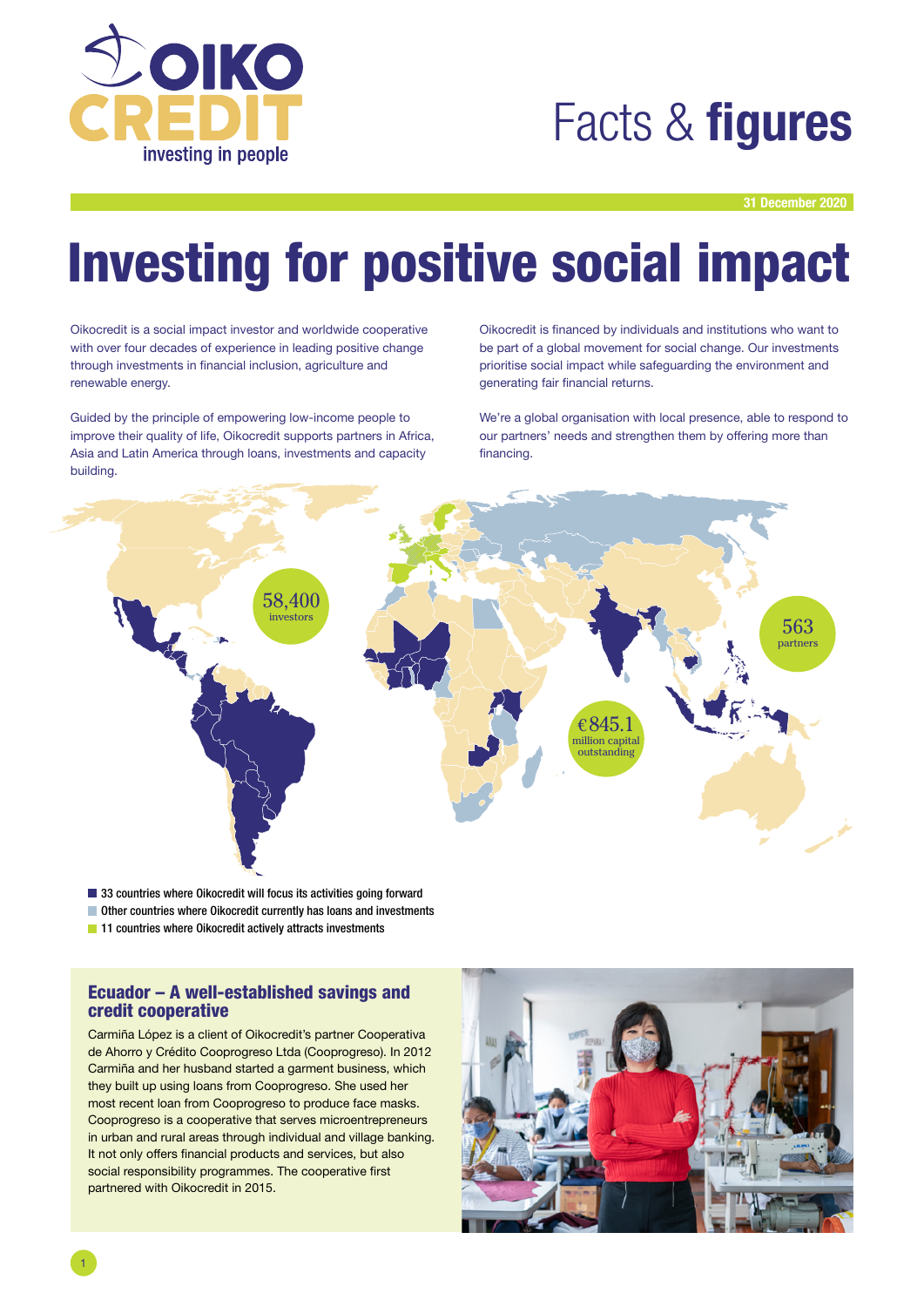OIKO CREDIT
investing in people

# Facts & **figures**

**31 December 2020**

# Investing for positive social impact

Oikocredit is a social impact investor and worldwide cooperative with over four decades of experience in leading positive change through investments in financial inclusion, agriculture and renewable energy.

Guided by the principle of empowering low-income people to improve their quality of life, Oikocredit supports partners in Africa, Asia and Latin America through loans, investments and capacity building.

Oikocredit is financed by individuals and institutions who want to be part of a global movement for social change. Our investments prioritise social impact while safeguarding the environment and generating fair financial returns.

We're a global organisation with local presence, able to respond to our partners' needs and strengthen them by offering more than financing.

58,400 investors

563 partners

€845.1 million capital outstanding

- 33 countries where Oikocredit will focus its activities going forward
- Other countries where Oikocredit currently has loans and investments
- 11 countries where Oikocredit actively attracts investments

## Ecuador – A well-established savings and credit cooperative

Carmiña López is a client of Oikocredit's partner Cooperativa de Ahorro y Crédito Cooprogreso Ltda (Cooprogreso). In 2012 Carmiña and her husband started a garment business, which they built up using loans from Cooprogreso. She used her most recent loan from Cooprogreso to produce face masks. Cooprogreso is a cooperative that serves microentrepreneurs in urban and rural areas through individual and village banking. It not only offers financial products and services, but also social responsibility programmes. The cooperative first partnered with Oikocredit in 2015.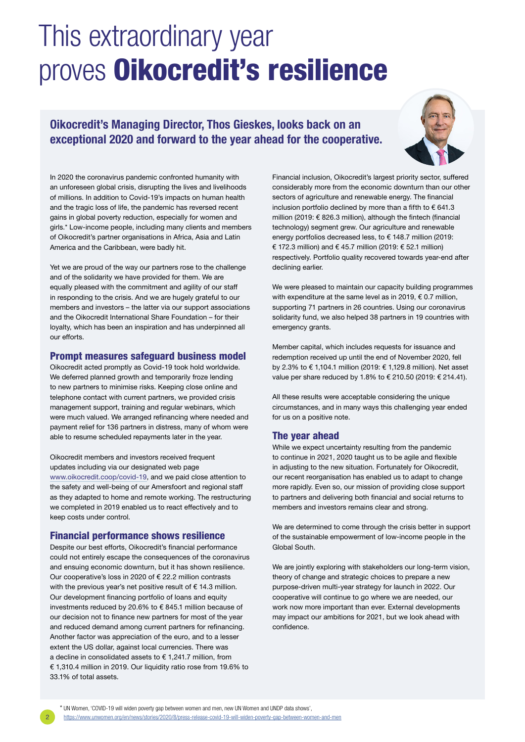# This extraordinary year proves **Oikocredit's resilience**

## Oikocredit's Managing Director, Thos Gieskes, looks back on an exceptional 2020 and forward to the year ahead for the cooperative.

In 2020 the coronavirus pandemic confronted humanity with an unforeseen global crisis, disrupting the lives and livelihoods of millions. In addition to Covid-19's impacts on human health and the tragic loss of life, the pandemic has reversed recent gains in global poverty reduction, especially for women and girls.* Low-income people, including many clients and members of Oikocredit's partner organisations in Africa, Asia and Latin America and the Caribbean, were badly hit.

Yet we are proud of the way our partners rose to the challenge and of the solidarity we have provided for them. We are equally pleased with the commitment and agility of our staff in responding to the crisis. And we are hugely grateful to our members and investors – the latter via our support associations and the Oikocredit International Share Foundation – for their loyalty, which has been an inspiration and has underpinned all our efforts.

### Prompt measures safeguard business model

Oikocredit acted promptly as Covid-19 took hold worldwide. We deferred planned growth and temporarily froze lending to new partners to minimise risks. Keeping close online and telephone contact with current partners, we provided crisis management support, training and regular webinars, which were much valued. We arranged refinancing where needed and payment relief for 136 partners in distress, many of whom were able to resume scheduled repayments later in the year.

Oikocredit members and investors received frequent updates including via our designated web page www.oikocredit.coop/covid-19, and we paid close attention to the safety and well-being of our Amersfoort and regional staff as they adapted to home and remote working. The restructuring we completed in 2019 enabled us to react effectively and to keep costs under control.

### Financial performance shows resilience

Despite our best efforts, Oikocredit's financial performance could not entirely escape the consequences of the coronavirus and ensuing economic downturn, but it has shown resilience. Our cooperative's loss in 2020 of € 22.2 million contrasts with the previous year's net positive result of € 14.3 million. Our development financing portfolio of loans and equity investments reduced by 20.6% to € 845.1 million because of our decision not to finance new partners for most of the year and reduced demand among current partners for refinancing. Another factor was appreciation of the euro, and to a lesser extent the US dollar, against local currencies. There was a decline in consolidated assets to € 1,241.7 million, from € 1,310.4 million in 2019. Our liquidity ratio rose from 19.6% to 33.1% of total assets.

Financial inclusion, Oikocredit's largest priority sector, suffered considerably more from the economic downturn than our other sectors of agriculture and renewable energy. The financial inclusion portfolio declined by more than a fifth to € 641.3 million (2019: € 826.3 million), although the fintech (financial technology) segment grew. Our agriculture and renewable energy portfolios decreased less, to € 148.7 million (2019: € 172.3 million) and € 45.7 million (2019: € 52.1 million) respectively. Portfolio quality recovered towards year-end after declining earlier.

We were pleased to maintain our capacity building programmes with expenditure at the same level as in 2019, € 0.7 million, supporting 71 partners in 26 countries. Using our coronavirus solidarity fund, we also helped 38 partners in 19 countries with emergency grants.

Member capital, which includes requests for issuance and redemption received up until the end of November 2020, fell by 2.3% to € 1,104.1 million (2019: € 1,129.8 million). Net asset value per share reduced by 1.8% to € 210.50 (2019: € 214.41).

All these results were acceptable considering the unique circumstances, and in many ways this challenging year ended for us on a positive note.

### The year ahead

While we expect uncertainty resulting from the pandemic to continue in 2021, 2020 taught us to be agile and flexible in adjusting to the new situation. Fortunately for Oikocredit, our recent reorganisation has enabled us to adapt to change more rapidly. Even so, our mission of providing close support to partners and delivering both financial and social returns to members and investors remains clear and strong.

We are determined to come through the crisis better in support of the sustainable empowerment of low-income people in the Global South.

We are jointly exploring with stakeholders our long-term vision, theory of change and strategic choices to prepare a new purpose-driven multi-year strategy for launch in 2022. Our cooperative will continue to go where we are needed, our work now more important than ever. External developments may impact our ambitions for 2021, but we look ahead with confidence.

* UN Women, 'COVID-19 will widen poverty gap between women and men, new UN Women and UNDP data shows', https://www.unwomen.org/en/news/stories/2020/8/press-release-covid-19-will-widen-poverty-gap-between-women-and-men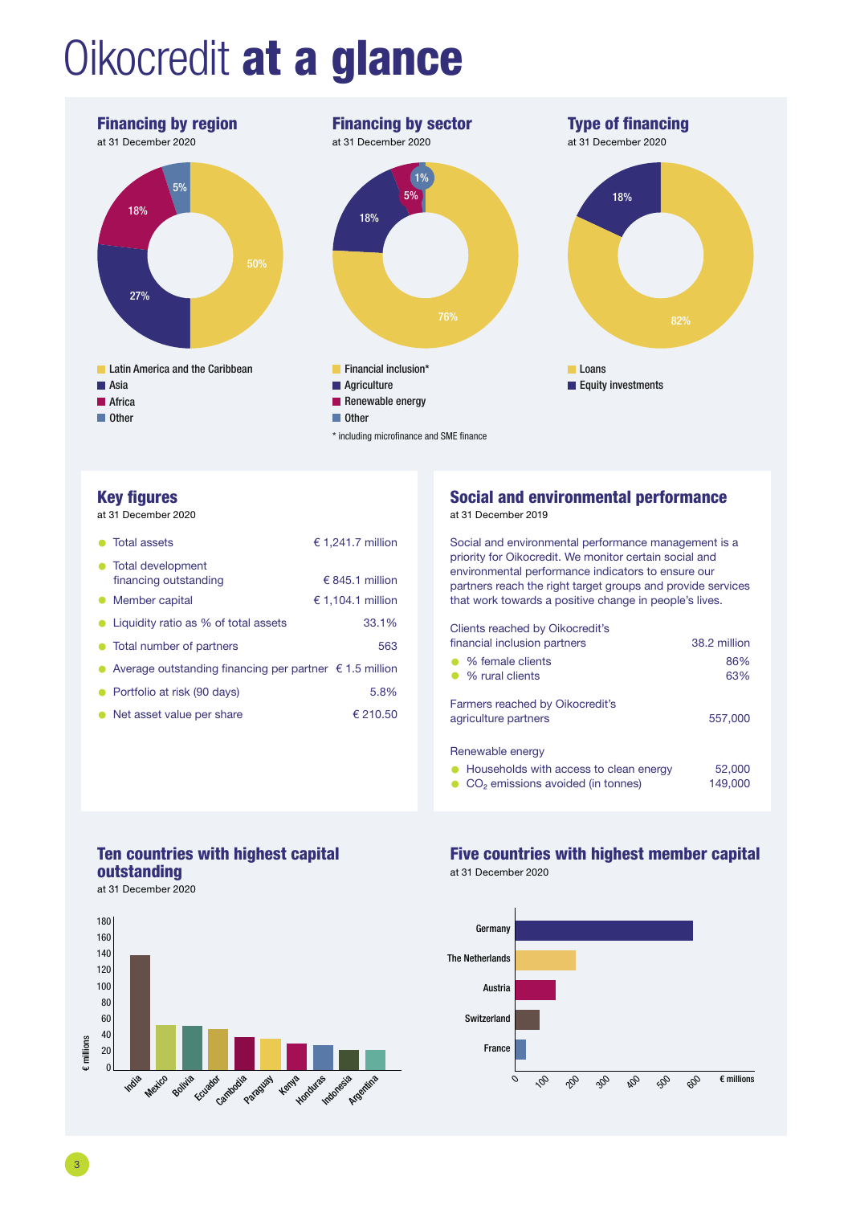# Oikocredit **at a glance**

## Financing by region
at 31 December 2020

- Latin America and the Caribbean: 50%
- Asia: 27%
- Africa: 18%
- Other: 5%

## Financing by sector
at 31 December 2020

- Financial inclusion*: 76%
- Agriculture: 18%
- Renewable energy: 5%
- Other: 1%

\* including microfinance and SME finance

## Type of financing
at 31 December 2020

- Loans: 82%
- Equity investments: 18%

## Key figures
at 31 December 2020

| | |
|---|---|
| Total assets | € 1,241.7 million |
| Total development financing outstanding | € 845.1 million |
| Member capital | € 1,104.1 million |
| Liquidity ratio as % of total assets | 33.1% |
| Total number of partners | 563 |
| Average outstanding financing per partner | € 1.5 million |
| Portfolio at risk (90 days) | 5.8% |
| Net asset value per share | € 210.50 |

## Social and environmental performance
at 31 December 2019

Social and environmental performance management is a priority for Oikocredit. We monitor certain social and environmental performance indicators to ensure our partners reach the right target groups and provide services that work towards a positive change in people's lives.

| | |
|---|---|
| Clients reached by Oikocredit's financial inclusion partners | 38.2 million |
| % female clients | 86% |
| % rural clients | 63% |
| Farmers reached by Oikocredit's agriculture partners | 557,000 |
| **Renewable energy** | |
| Households with access to clean energy | 52,000 |
| $CO_2$ emissions avoided (in tonnes) | 149,000 |

## Ten countries with highest capital outstanding
at 31 December 2020

€ millions: India, Mexico, Bolivia, Ecuador, Cambodia, Paraguay, Kenya, Honduras, Indonesia, Argentina

## Five countries with highest member capital
at 31 December 2020

€ millions: Germany, The Netherlands, Austria, Switzerland, France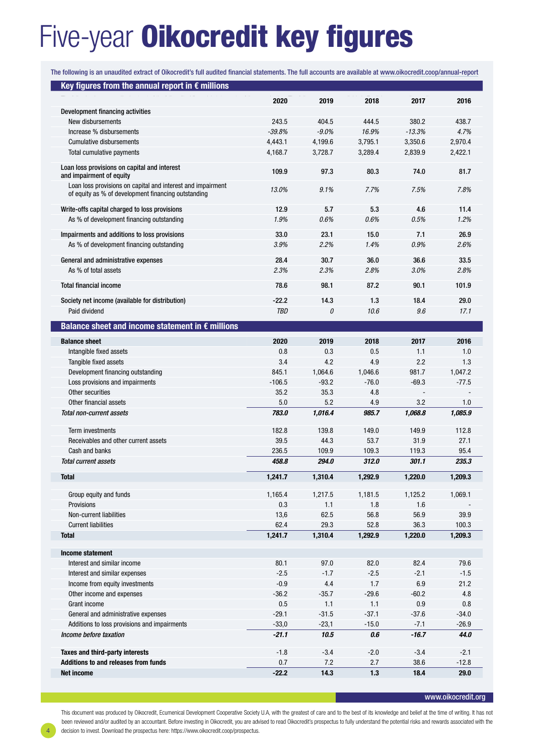# Five-year **Oikocredit key figures**

The following is an unaudited extract of Oikocredit's full audited financial statements. The full accounts are available at www.oikocredit.coop/annual-report

## Key figures from the annual report in € millions

| | 2020 | 2019 | 2018 | 2017 | 2016 |
|---|---|---|---|---|---|
| Development financing activities | | | | | |
| New disbursements | 243.5 | 404.5 | 444.5 | 380.2 | 438.7 |
| Increase % disbursements | *-39.8%* | *-9.0%* | *16.9%* | *-13.3%* | *4.7%* |
| Cumulative disbursements | 4,443.1 | 4,199.6 | 3,795.1 | 3,350.6 | 2,970.4 |
| Total cumulative payments | 4,168.7 | 3,728.7 | 3,289.4 | 2,839.9 | 2,422.1 |
| Loan loss provisions on capital and interest and impairment of equity | 109.9 | 97.3 | 80.3 | 74.0 | 81.7 |
| Loan loss provisions on capital and interest and impairment of equity as % of development financing outstanding | *13.0%* | *9.1%* | *7.7%* | *7.5%* | *7.8%* |
| Write-offs capital charged to loss provisions | 12.9 | 5.7 | 5.3 | 4.6 | 11.4 |
| As % of development financing outstanding | *1.9%* | *0.6%* | *0.6%* | *0.5%* | *1.2%* |
| Impairments and additions to loss provisions | 33.0 | 23.1 | 15.0 | 7.1 | 26.9 |
| As % of development financing outstanding | *3.9%* | *2.2%* | *1.4%* | *0.9%* | *2.6%* |
| General and administrative expenses | 28.4 | 30.7 | 36.0 | 36.6 | 33.5 |
| As % of total assets | *2.3%* | *2.3%* | *2.8%* | *3.0%* | *2.8%* |
| Total financial income | 78.6 | 98.1 | 87.2 | 90.1 | 101.9 |
| Society net income (available for distribution) | -22.2 | 14.3 | 1.3 | 18.4 | 29.0 |
| Paid dividend | *TBD* | *0* | *10.6* | *9.6* | *17.1* |

## Balance sheet and income statement in € millions

| **Balance sheet** | **2020** | **2019** | **2018** | **2017** | **2016** |
|---|---|---|---|---|---|
| Intangible fixed assets | 0.8 | 0.3 | 0.5 | 1.1 | 1.0 |
| Tangible fixed assets | 3.4 | 4.2 | 4.9 | 2.2 | 1.3 |
| Development financing outstanding | 845.1 | 1,064.6 | 1,046.6 | 981.7 | 1,047.2 |
| Loss provisions and impairments | -106.5 | -93.2 | -76.0 | -69.3 | -77.5 |
| Other securities | 35.2 | 35.3 | 4.8 | - | - |
| Other financial assets | 5.0 | 5.2 | 4.9 | 3.2 | 1.0 |
| ***Total non-current assets*** | ***783.0*** | ***1,016.4*** | ***985.7*** | ***1,068.8*** | ***1,085.9*** |
| Term investments | 182.8 | 139.8 | 149.0 | 149.9 | 112.8 |
| Receivables and other current assets | 39.5 | 44.3 | 53.7 | 31.9 | 27.1 |
| Cash and banks | 236.5 | 109.9 | 109.3 | 119.3 | 95.4 |
| ***Total current assets*** | ***458.8*** | ***294.0*** | ***312.0*** | ***301.1*** | ***235.3*** |
| **Total** | **1,241.7** | **1,310.4** | **1,292.9** | **1,220.0** | **1,209.3** |
| Group equity and funds | 1,165.4 | 1,217.5 | 1,181.5 | 1,125.2 | 1,069.1 |
| Provisions | 0.3 | 1.1 | 1.8 | 1.6 | - |
| Non-current liabilities | 13,6 | 62.5 | 56.8 | 56.9 | 39.9 |
| Current liabilities | 62.4 | 29.3 | 52.8 | 36.3 | 100.3 |
| **Total** | **1,241.7** | **1,310.4** | **1,292.9** | **1,220.0** | **1,209.3** |
| **Income statement** | | | | | |
| Interest and similar income | 80.1 | 97.0 | 82.0 | 82.4 | 79.6 |
| Interest and similar expenses | -2.5 | -1.7 | -2.5 | -2.1 | -1.5 |
| Income from equity investments | -0.9 | 4.4 | 1.7 | 6.9 | 21.2 |
| Other income and expenses | -36.2 | -35.7 | -29.6 | -60.2 | 4.8 |
| Grant income | 0.5 | 1.1 | 1.1 | 0.9 | 0.8 |
| General and administrative expenses | -29.1 | -31.5 | -37.1 | -37.6 | -34.0 |
| Additions to loss provisions and impairments | -33,0 | -23,1 | -15.0 | -7.1 | -26.9 |
| ***Income before taxation*** | ***-21.1*** | ***10.5*** | ***0.6*** | ***-16.7*** | ***44.0*** |
| **Taxes and third-party interests** | -1.8 | -3.4 | -2.0 | -3.4 | -2.1 |
| **Additions to and releases from funds** | 0.7 | 7.2 | 2.7 | 38.6 | -12.8 |
| **Net income** | **-22.2** | **14.3** | **1.3** | **18.4** | **29.0** |

www.oikocredit.org

This document was produced by Oikocredit, Ecumenical Development Cooperative Society U.A, with the greatest of care and to the best of its knowledge and belief at the time of writing. It has not been reviewed and/or audited by an accountant. Before investing in Oikocredit, you are advised to read Oikocredit's prospectus to fully understand the potential risks and rewards associated with the decision to invest. Download the prospectus here: https://www.oikocredit.coop/prospectus.